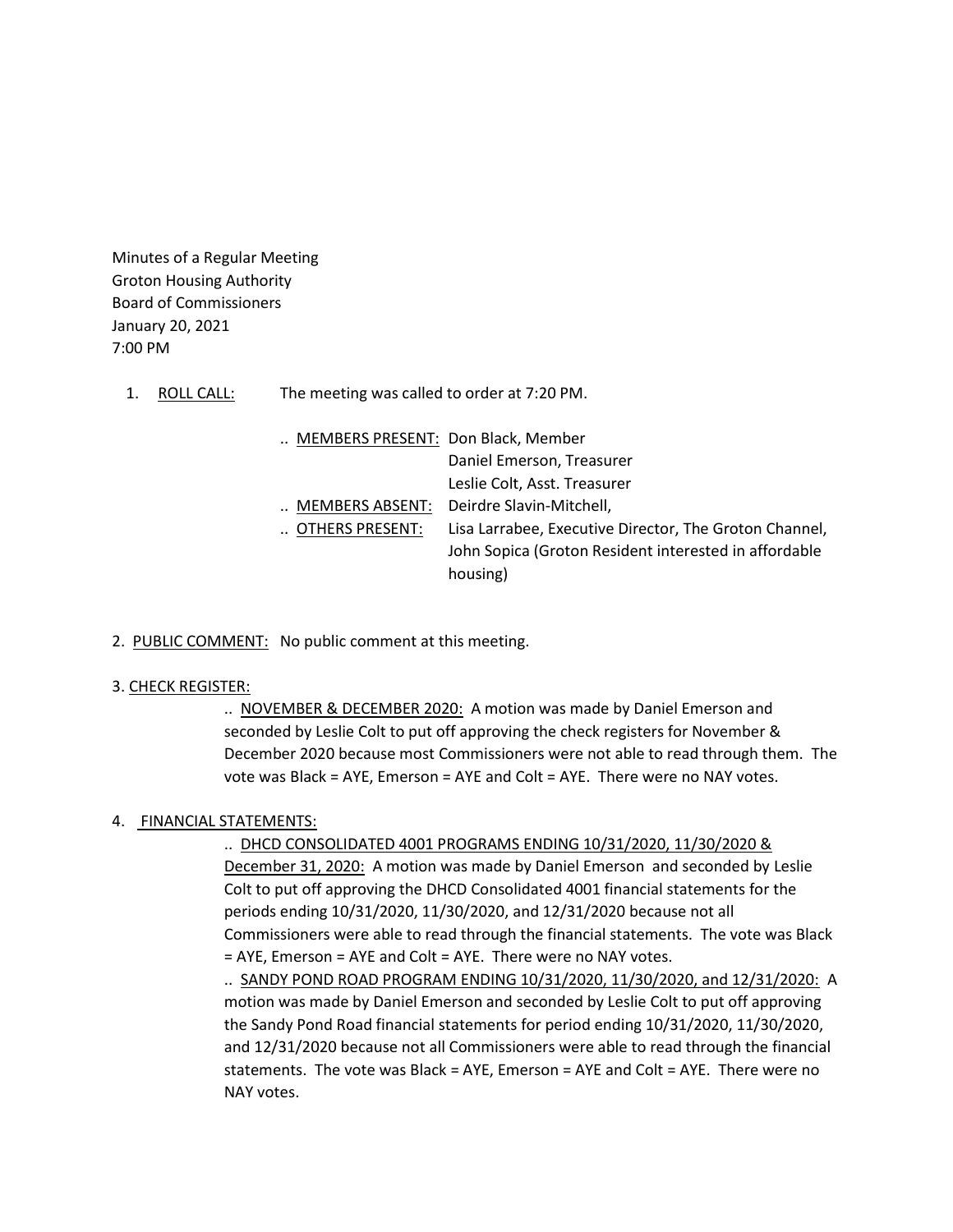Minutes of a Regular Meeting
Groton Housing Authority
Board of Commissioners
January 20, 2021
7:00 PM

1. ROLL CALL: The meeting was called to order at 7:20 PM.

   .. MEMBERS PRESENT: Don Black, Member
   Daniel Emerson, Treasurer
   Leslie Colt, Asst. Treasurer

   .. MEMBERS ABSENT: Deirdre Slavin-Mitchell,

   .. OTHERS PRESENT: Lisa Larrabee, Executive Director, The Groton Channel, John Sopica (Groton Resident interested in affordable housing)

2. PUBLIC COMMENT: No public comment at this meeting.

3. CHECK REGISTER:

   .. NOVEMBER & DECEMBER 2020: A motion was made by Daniel Emerson and seconded by Leslie Colt to put off approving the check registers for November & December 2020 because most Commissioners were not able to read through them. The vote was Black = AYE, Emerson = AYE and Colt = AYE. There were no NAY votes.

4. FINANCIAL STATEMENTS:

   .. DHCD CONSOLIDATED 4001 PROGRAMS ENDING 10/31/2020, 11/30/2020 & December 31, 2020: A motion was made by Daniel Emerson and seconded by Leslie Colt to put off approving the DHCD Consolidated 4001 financial statements for the periods ending 10/31/2020, 11/30/2020, and 12/31/2020 because not all Commissioners were able to read through the financial statements. The vote was Black = AYE, Emerson = AYE and Colt = AYE. There were no NAY votes.

   .. SANDY POND ROAD PROGRAM ENDING 10/31/2020, 11/30/2020, and 12/31/2020: A motion was made by Daniel Emerson and seconded by Leslie Colt to put off approving the Sandy Pond Road financial statements for period ending 10/31/2020, 11/30/2020, and 12/31/2020 because not all Commissioners were able to read through the financial statements. The vote was Black = AYE, Emerson = AYE and Colt = AYE. There were no NAY votes.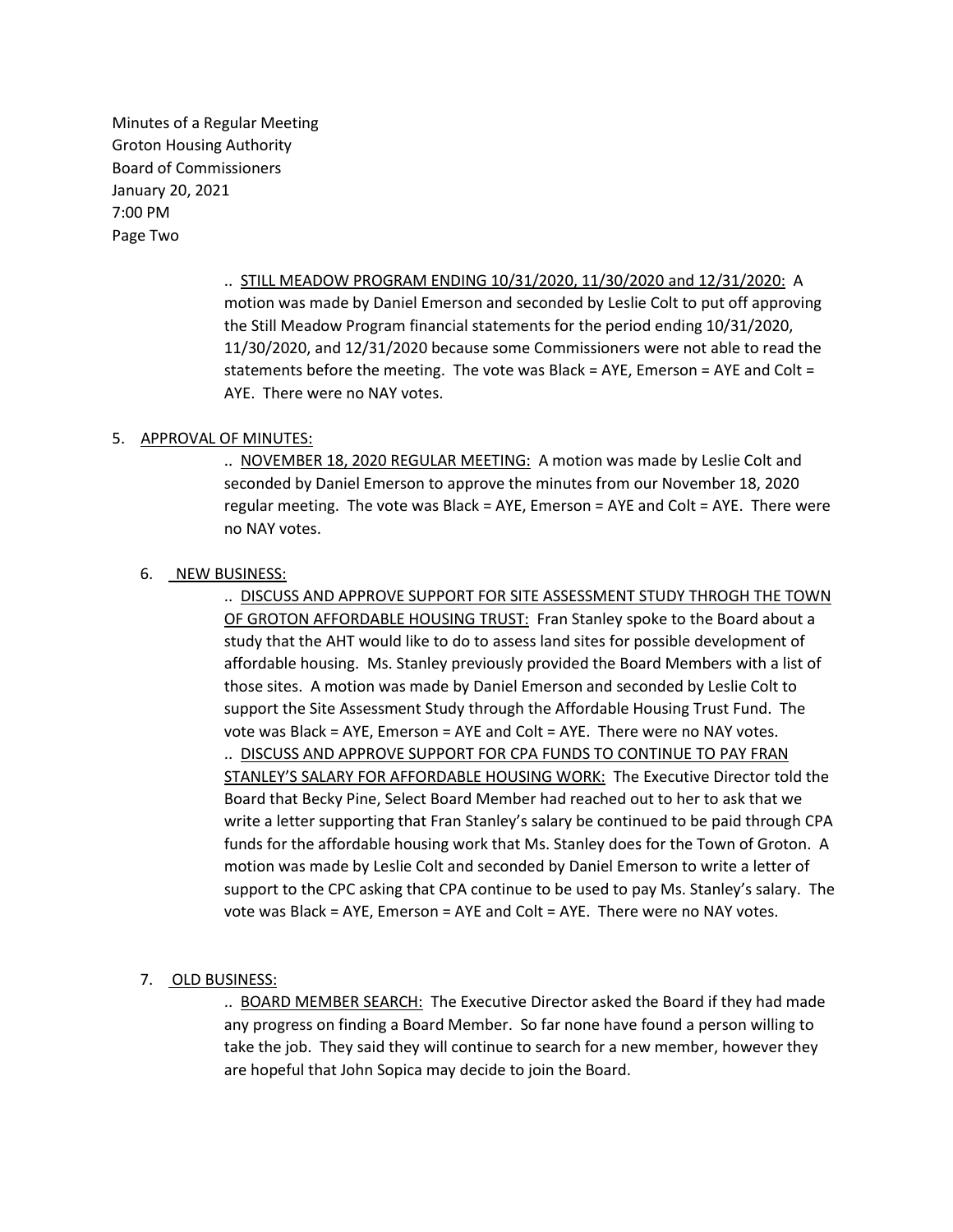Minutes of a Regular Meeting
Groton Housing Authority
Board of Commissioners
January 20, 2021
7:00 PM
Page Two

.. STILL MEADOW PROGRAM ENDING 10/31/2020, 11/30/2020 and 12/31/2020: A motion was made by Daniel Emerson and seconded by Leslie Colt to put off approving the Still Meadow Program financial statements for the period ending 10/31/2020, 11/30/2020, and 12/31/2020 because some Commissioners were not able to read the statements before the meeting. The vote was Black = AYE, Emerson = AYE and Colt = AYE. There were no NAY votes.

5. APPROVAL OF MINUTES:

.. NOVEMBER 18, 2020 REGULAR MEETING: A motion was made by Leslie Colt and seconded by Daniel Emerson to approve the minutes from our November 18, 2020 regular meeting. The vote was Black = AYE, Emerson = AYE and Colt = AYE. There were no NAY votes.

6. NEW BUSINESS:

.. DISCUSS AND APPROVE SUPPORT FOR SITE ASSESSMENT STUDY THROGH THE TOWN OF GROTON AFFORDABLE HOUSING TRUST: Fran Stanley spoke to the Board about a study that the AHT would like to do to assess land sites for possible development of affordable housing. Ms. Stanley previously provided the Board Members with a list of those sites. A motion was made by Daniel Emerson and seconded by Leslie Colt to support the Site Assessment Study through the Affordable Housing Trust Fund. The vote was Black = AYE, Emerson = AYE and Colt = AYE. There were no NAY votes.

.. DISCUSS AND APPROVE SUPPORT FOR CPA FUNDS TO CONTINUE TO PAY FRAN STANLEY'S SALARY FOR AFFORDABLE HOUSING WORK: The Executive Director told the Board that Becky Pine, Select Board Member had reached out to her to ask that we write a letter supporting that Fran Stanley's salary be continued to be paid through CPA funds for the affordable housing work that Ms. Stanley does for the Town of Groton. A motion was made by Leslie Colt and seconded by Daniel Emerson to write a letter of support to the CPC asking that CPA continue to be used to pay Ms. Stanley's salary. The vote was Black = AYE, Emerson = AYE and Colt = AYE. There were no NAY votes.

7. OLD BUSINESS:

.. BOARD MEMBER SEARCH: The Executive Director asked the Board if they had made any progress on finding a Board Member. So far none have found a person willing to take the job. They said they will continue to search for a new member, however they are hopeful that John Sopica may decide to join the Board.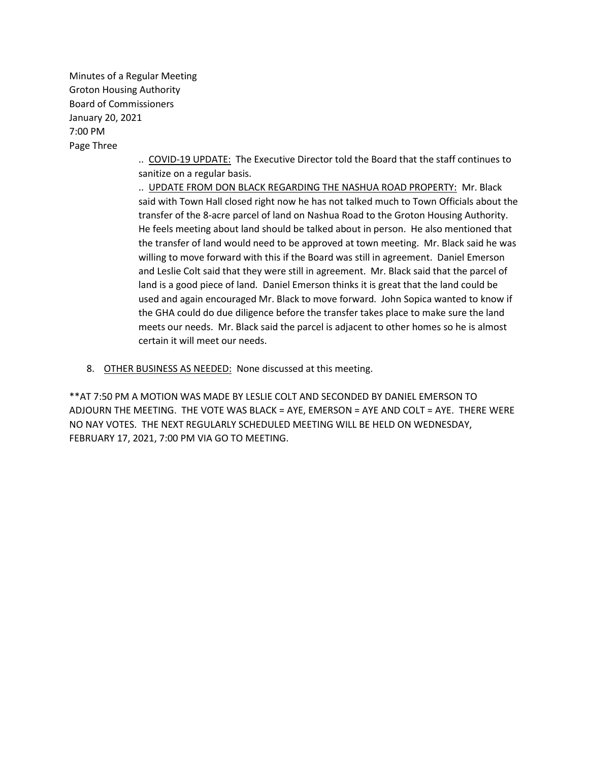Minutes of a Regular Meeting
Groton Housing Authority
Board of Commissioners
January 20, 2021
7:00 PM
Page Three

.. COVID-19 UPDATE: The Executive Director told the Board that the staff continues to sanitize on a regular basis.

.. UPDATE FROM DON BLACK REGARDING THE NASHUA ROAD PROPERTY: Mr. Black said with Town Hall closed right now he has not talked much to Town Officials about the transfer of the 8-acre parcel of land on Nashua Road to the Groton Housing Authority. He feels meeting about land should be talked about in person. He also mentioned that the transfer of land would need to be approved at town meeting. Mr. Black said he was willing to move forward with this if the Board was still in agreement. Daniel Emerson and Leslie Colt said that they were still in agreement. Mr. Black said that the parcel of land is a good piece of land. Daniel Emerson thinks it is great that the land could be used and again encouraged Mr. Black to move forward. John Sopica wanted to know if the GHA could do due diligence before the transfer takes place to make sure the land meets our needs. Mr. Black said the parcel is adjacent to other homes so he is almost certain it will meet our needs.

8. OTHER BUSINESS AS NEEDED: None discussed at this meeting.

**AT 7:50 PM A MOTION WAS MADE BY LESLIE COLT AND SECONDED BY DANIEL EMERSON TO ADJOURN THE MEETING. THE VOTE WAS BLACK = AYE, EMERSON = AYE AND COLT = AYE. THERE WERE NO NAY VOTES. THE NEXT REGULARLY SCHEDULED MEETING WILL BE HELD ON WEDNESDAY, FEBRUARY 17, 2021, 7:00 PM VIA GO TO MEETING.